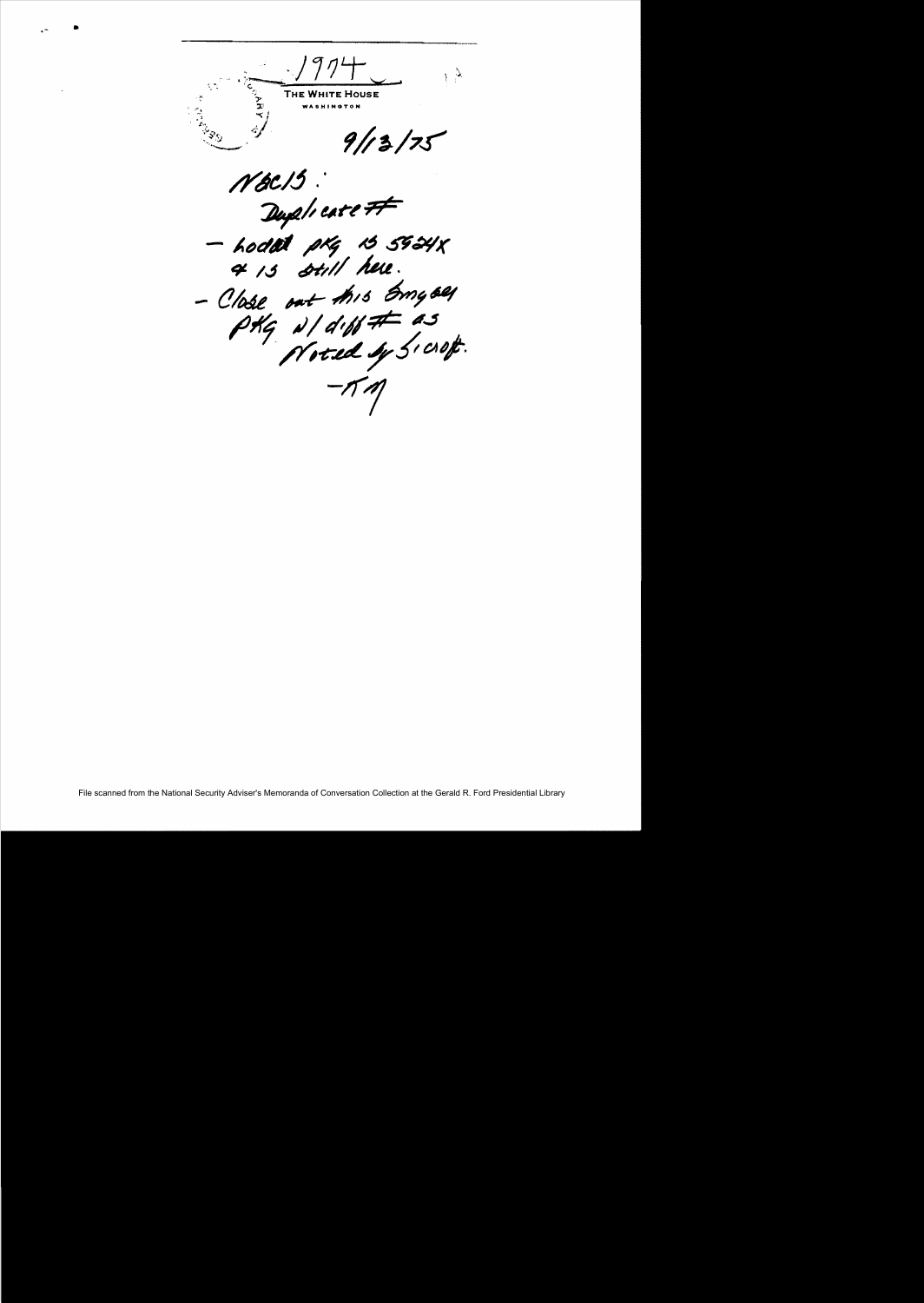1974

THE WHITE HOUSE
WASHINGTON

9/13/75

NSC/S:
Duplicate #
- hold pkg is 5924X
& is still here.
- Close out this Smyser
pkg w/ diff # as
Noted by Scroft.
-KM

File scanned from the National Security Adviser's Memoranda of Conversation Collection at the Gerald R. Ford Presidential Library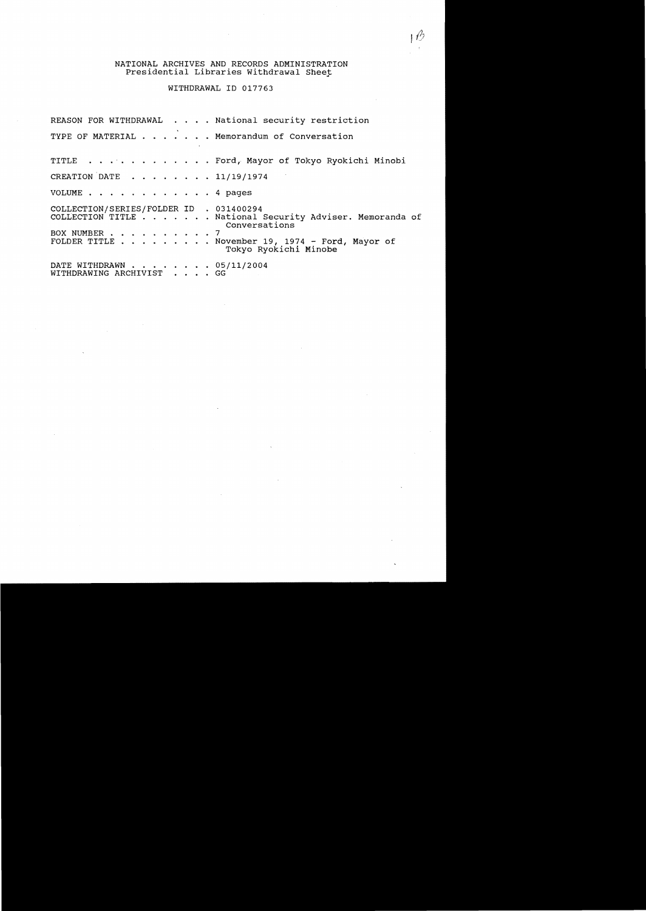NATIONAL ARCHIVES AND RECORDS ADMINISTRATION
Presidential Libraries Withdrawal Sheet

WITHDRAWAL ID 017763

REASON FOR WITHDRAWAL . . . . National security restriction

TYPE OF MATERIAL . . . . . . . Memorandum of Conversation

TITLE . . . . . . . . . . . . Ford, Mayor of Tokyo Ryokichi Minobi

CREATION DATE . . . . . . . . 11/19/1974

VOLUME . . . . . . . . . . . . 4 pages

COLLECTION/SERIES/FOLDER ID . 031400294
COLLECTION TITLE . . . . . . . National Security Adviser. Memoranda of Conversations
BOX NUMBER . . . . . . . . . . 7
FOLDER TITLE . . . . . . . . . November 19, 1974 - Ford, Mayor of Tokyo Ryokichi Minobe

DATE WITHDRAWN . . . . . . . . 05/11/2004
WITHDRAWING ARCHIVIST . . . . GG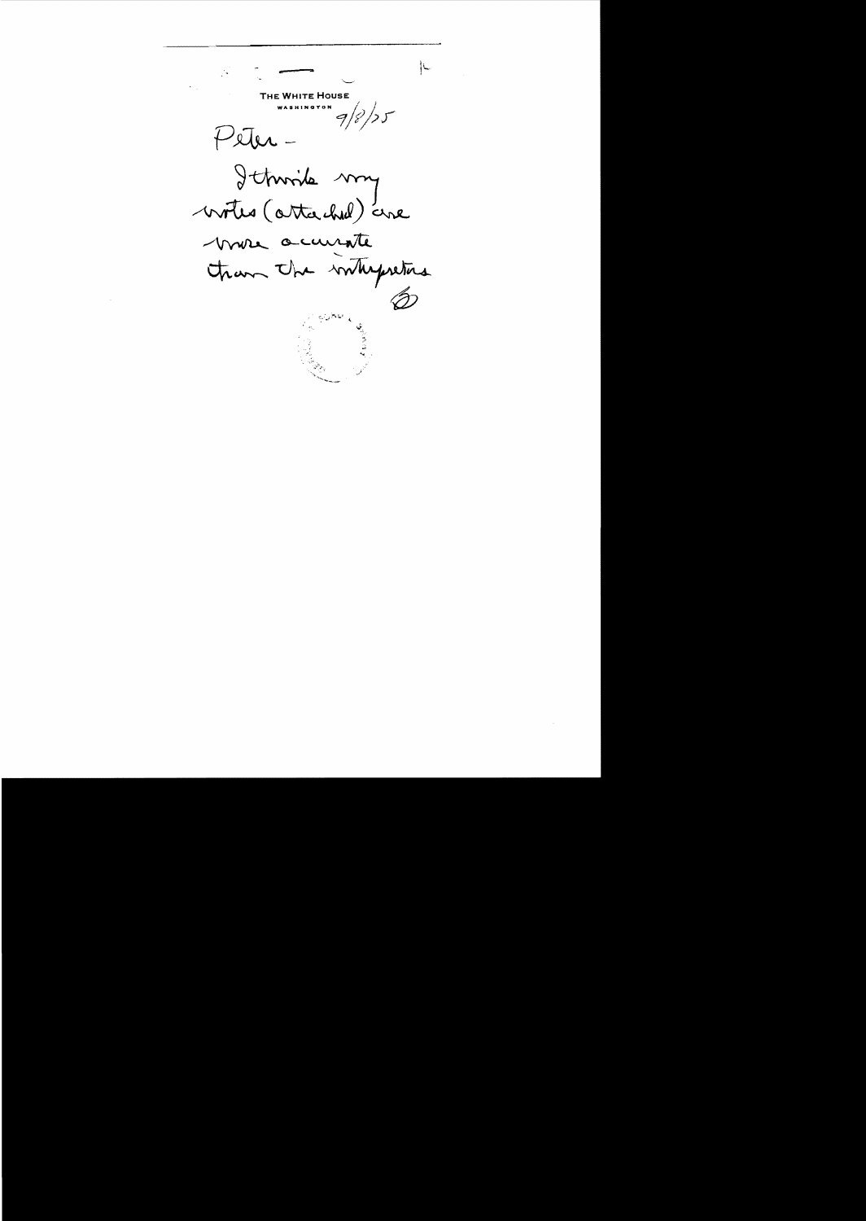THE WHITE HOUSE
WASHINGTON

9/8/75

Peter –

I think my notes (attached) are more accurate than the interpreters

B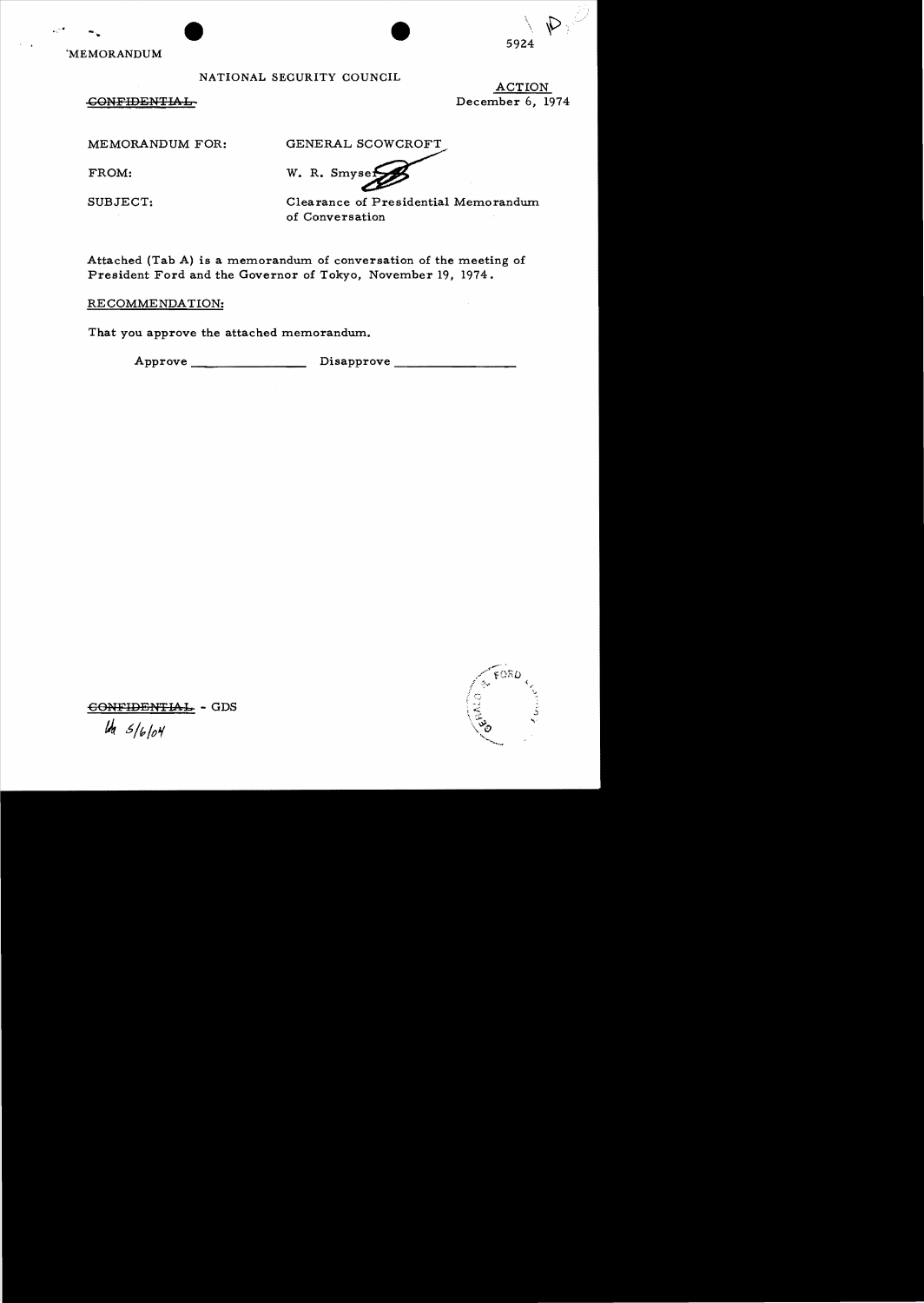MEMORANDUM

5924

NATIONAL SECURITY COUNCIL

~~CONFIDENTIAL~~

ACTION
December 6, 1974

MEMORANDUM FOR: GENERAL SCOWCROFT

FROM: W. R. Smyser

SUBJECT: Clearance of Presidential Memorandum of Conversation

Attached (Tab A) is a memorandum of conversation of the meeting of President Ford and the Governor of Tokyo, November 19, 1974.

RECOMMENDATION:

That you approve the attached memorandum.

Approve \_\_\_\_\_\_\_\_\_\_\_\_\_\_\_\_ Disapprove \_\_\_\_\_\_\_\_\_\_\_\_\_\_\_\_

~~CONFIDENTIAL~~ - GDS

lh 5/6/04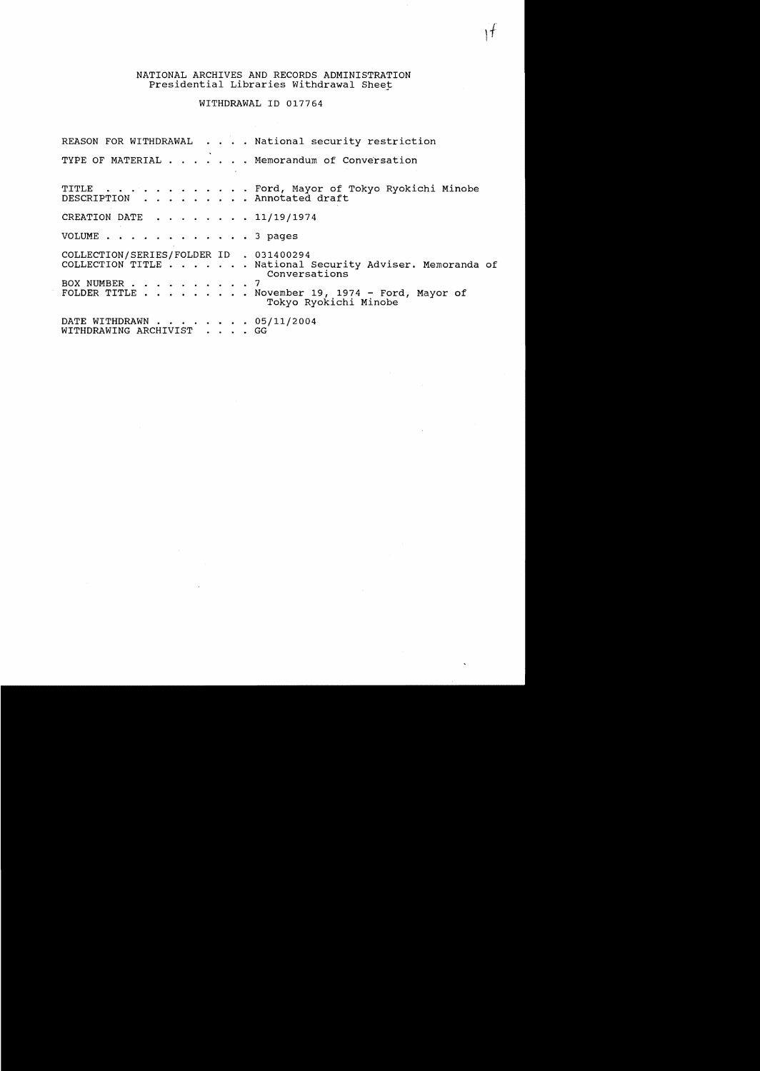NATIONAL ARCHIVES AND RECORDS ADMINISTRATION
Presidential Libraries Withdrawal Sheet

WITHDRAWAL ID 017764

REASON FOR WITHDRAWAL . . . . National security restriction

TYPE OF MATERIAL . . . . . . . Memorandum of Conversation

TITLE . . . . . . . . . . . . Ford, Mayor of Tokyo Ryokichi Minobe
DESCRIPTION . . . . . . . . . Annotated draft

CREATION DATE . . . . . . . . 11/19/1974

VOLUME . . . . . . . . . . . . 3 pages

COLLECTION/SERIES/FOLDER ID . 031400294
COLLECTION TITLE . . . . . . . National Security Adviser. Memoranda of Conversations
BOX NUMBER . . . . . . . . . . 7
FOLDER TITLE . . . . . . . . . November 19, 1974 - Ford, Mayor of Tokyo Ryokichi Minobe

DATE WITHDRAWN . . . . . . . . 05/11/2004
WITHDRAWING ARCHIVIST . . . . GG